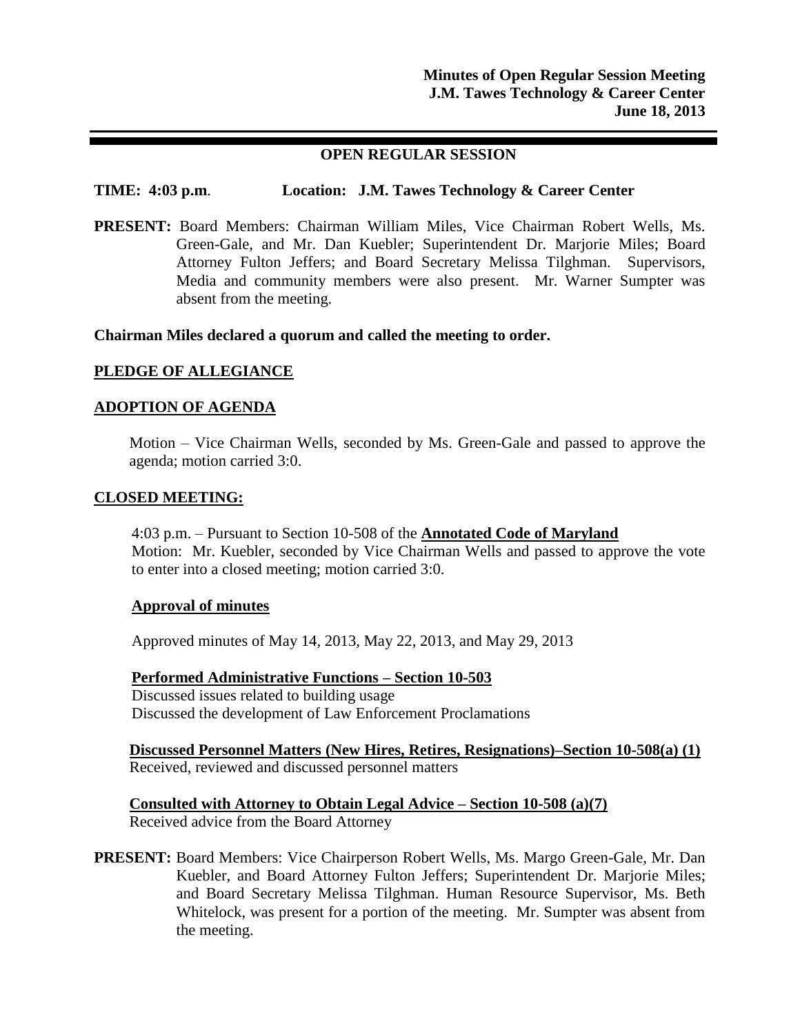**Minutes of Open Regular Session Meeting**
**J.M. Tawes Technology & Career Center**
**June 18, 2013**

---

## OPEN REGULAR SESSION

**TIME: 4:03 p.m**. **Location: J.M. Tawes Technology & Career Center**

**PRESENT:** Board Members: Chairman William Miles, Vice Chairman Robert Wells, Ms. Green-Gale, and Mr. Dan Kuebler; Superintendent Dr. Marjorie Miles; Board Attorney Fulton Jeffers; and Board Secretary Melissa Tilghman. Supervisors, Media and community members were also present. Mr. Warner Sumpter was absent from the meeting.

**Chairman Miles declared a quorum and called the meeting to order.**

**PLEDGE OF ALLEGIANCE**

**ADOPTION OF AGENDA**

Motion – Vice Chairman Wells, seconded by Ms. Green-Gale and passed to approve the agenda; motion carried 3:0.

**CLOSED MEETING:**

4:03 p.m. – Pursuant to Section 10-508 of the **Annotated Code of Maryland**
Motion: Mr. Kuebler, seconded by Vice Chairman Wells and passed to approve the vote to enter into a closed meeting; motion carried 3:0.

**Approval of minutes**

Approved minutes of May 14, 2013, May 22, 2013, and May 29, 2013

**Performed Administrative Functions – Section 10-503**
Discussed issues related to building usage
Discussed the development of Law Enforcement Proclamations

**Discussed Personnel Matters (New Hires, Retires, Resignations)–Section 10-508(a) (1)**
Received, reviewed and discussed personnel matters

**Consulted with Attorney to Obtain Legal Advice – Section 10-508 (a)(7)**
Received advice from the Board Attorney

**PRESENT:** Board Members: Vice Chairperson Robert Wells, Ms. Margo Green-Gale, Mr. Dan Kuebler, and Board Attorney Fulton Jeffers; Superintendent Dr. Marjorie Miles; and Board Secretary Melissa Tilghman. Human Resource Supervisor, Ms. Beth Whitelock, was present for a portion of the meeting. Mr. Sumpter was absent from the meeting.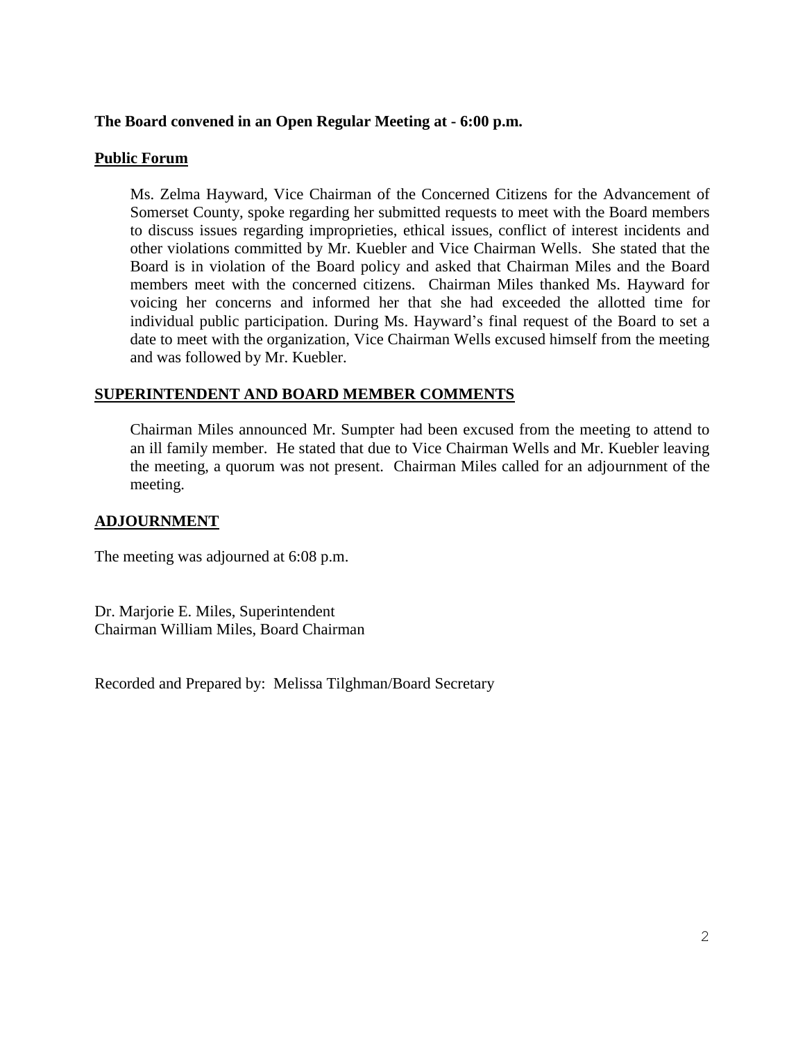**The Board convened in an Open Regular Meeting at - 6:00 p.m.**

**Public Forum**

Ms. Zelma Hayward, Vice Chairman of the Concerned Citizens for the Advancement of Somerset County, spoke regarding her submitted requests to meet with the Board members to discuss issues regarding improprieties, ethical issues, conflict of interest incidents and other violations committed by Mr. Kuebler and Vice Chairman Wells. She stated that the Board is in violation of the Board policy and asked that Chairman Miles and the Board members meet with the concerned citizens. Chairman Miles thanked Ms. Hayward for voicing her concerns and informed her that she had exceeded the allotted time for individual public participation. During Ms. Hayward's final request of the Board to set a date to meet with the organization, Vice Chairman Wells excused himself from the meeting and was followed by Mr. Kuebler.

**SUPERINTENDENT AND BOARD MEMBER COMMENTS**

Chairman Miles announced Mr. Sumpter had been excused from the meeting to attend to an ill family member. He stated that due to Vice Chairman Wells and Mr. Kuebler leaving the meeting, a quorum was not present. Chairman Miles called for an adjournment of the meeting.

**ADJOURNMENT**

The meeting was adjourned at 6:08 p.m.

Dr. Marjorie E. Miles, Superintendent
Chairman William Miles, Board Chairman

Recorded and Prepared by: Melissa Tilghman/Board Secretary